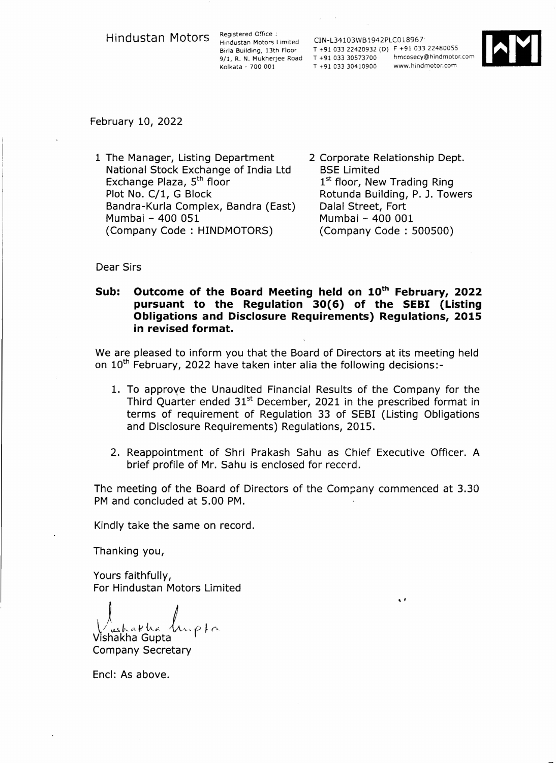Hindustan Motors

Registered Office :
Hindustan Motors Limited
Birla Building, 13th Floor
9/1, R. N. Mukherjee Road
Kolkata - 700 001

CIN-L34103WB1942PLC018967
T +91 033 22420932 (D) F +91 033 22480055
T +91 033 30573700 hmcosecy@hindmotor.com
T +91 033 30410900 www.hindmotor.com

February 10, 2022

1 The Manager, Listing Department
National Stock Exchange of India Ltd
Exchange Plaza, 5th floor
Plot No. C/1, G Block
Bandra-Kurla Complex, Bandra (East)
Mumbai – 400 051
(Company Code : HINDMOTORS)

2 Corporate Relationship Dept.
BSE Limited
1st floor, New Trading Ring
Rotunda Building, P. J. Towers
Dalal Street, Fort
Mumbai – 400 001
(Company Code : 500500)

Dear Sirs

**Sub: Outcome of the Board Meeting held on 10th February, 2022 pursuant to the Regulation 30(6) of the SEBI (Listing Obligations and Disclosure Requirements) Regulations, 2015 in revised format.**

We are pleased to inform you that the Board of Directors at its meeting held on 10th February, 2022 have taken inter alia the following decisions:-

1. To approve the Unaudited Financial Results of the Company for the Third Quarter ended 31st December, 2021 in the prescribed format in terms of requirement of Regulation 33 of SEBI (Listing Obligations and Disclosure Requirements) Regulations, 2015.

2. Reappointment of Shri Prakash Sahu as Chief Executive Officer. A brief profile of Mr. Sahu is enclosed for record.

The meeting of the Board of Directors of the Company commenced at 3.30 PM and concluded at 5.00 PM.

Kindly take the same on record.

Thanking you,

Yours faithfully,
For Hindustan Motors Limited

Vishakha Gupta
Company Secretary

Encl: As above.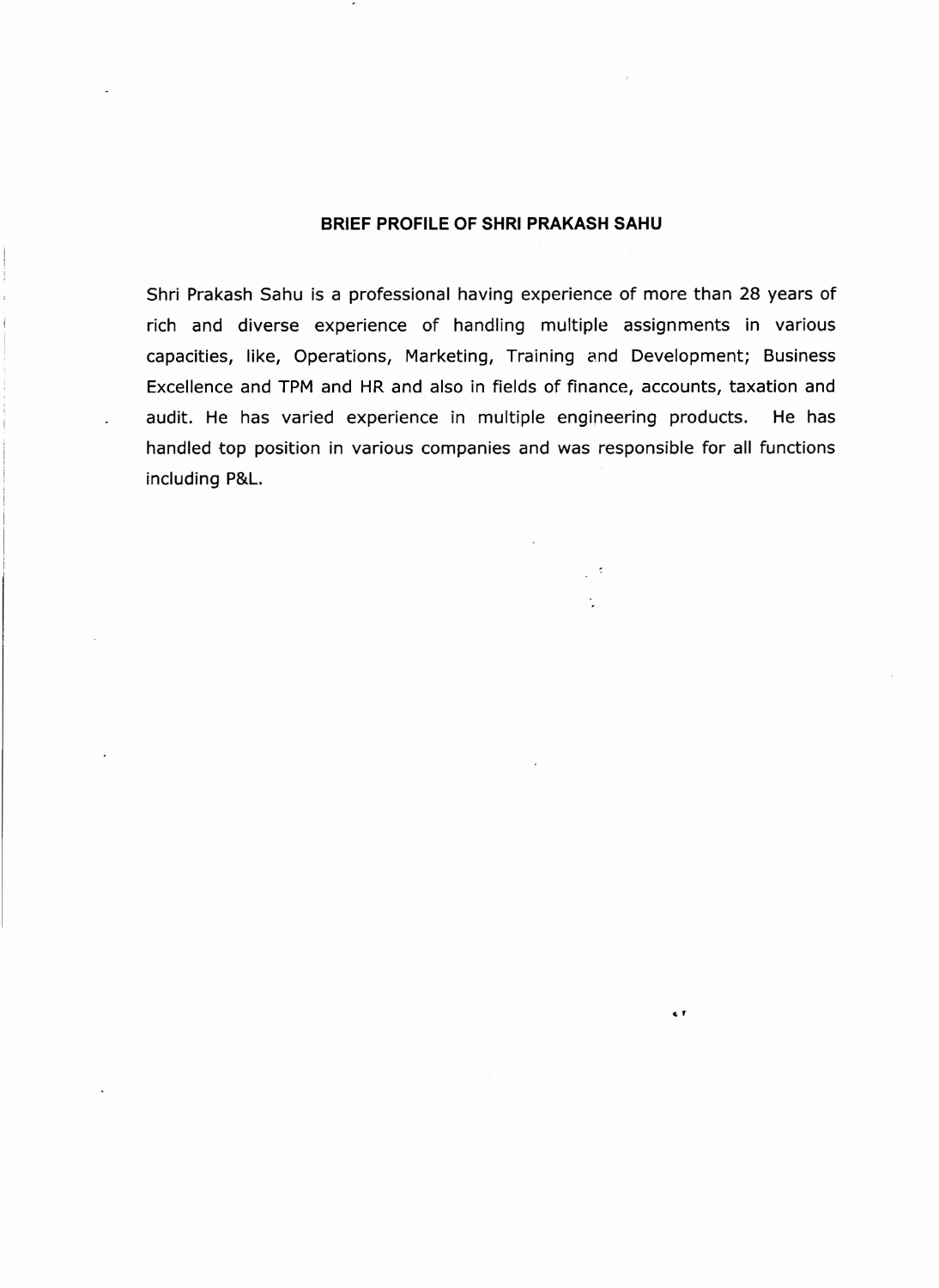## BRIEF PROFILE OF SHRI PRAKASH SAHU

Shri Prakash Sahu is a professional having experience of more than 28 years of rich and diverse experience of handling multiple assignments in various capacities, like, Operations, Marketing, Training and Development; Business Excellence and TPM and HR and also in fields of finance, accounts, taxation and audit. He has varied experience in multiple engineering products. He has handled top position in various companies and was responsible for all functions including P&L.